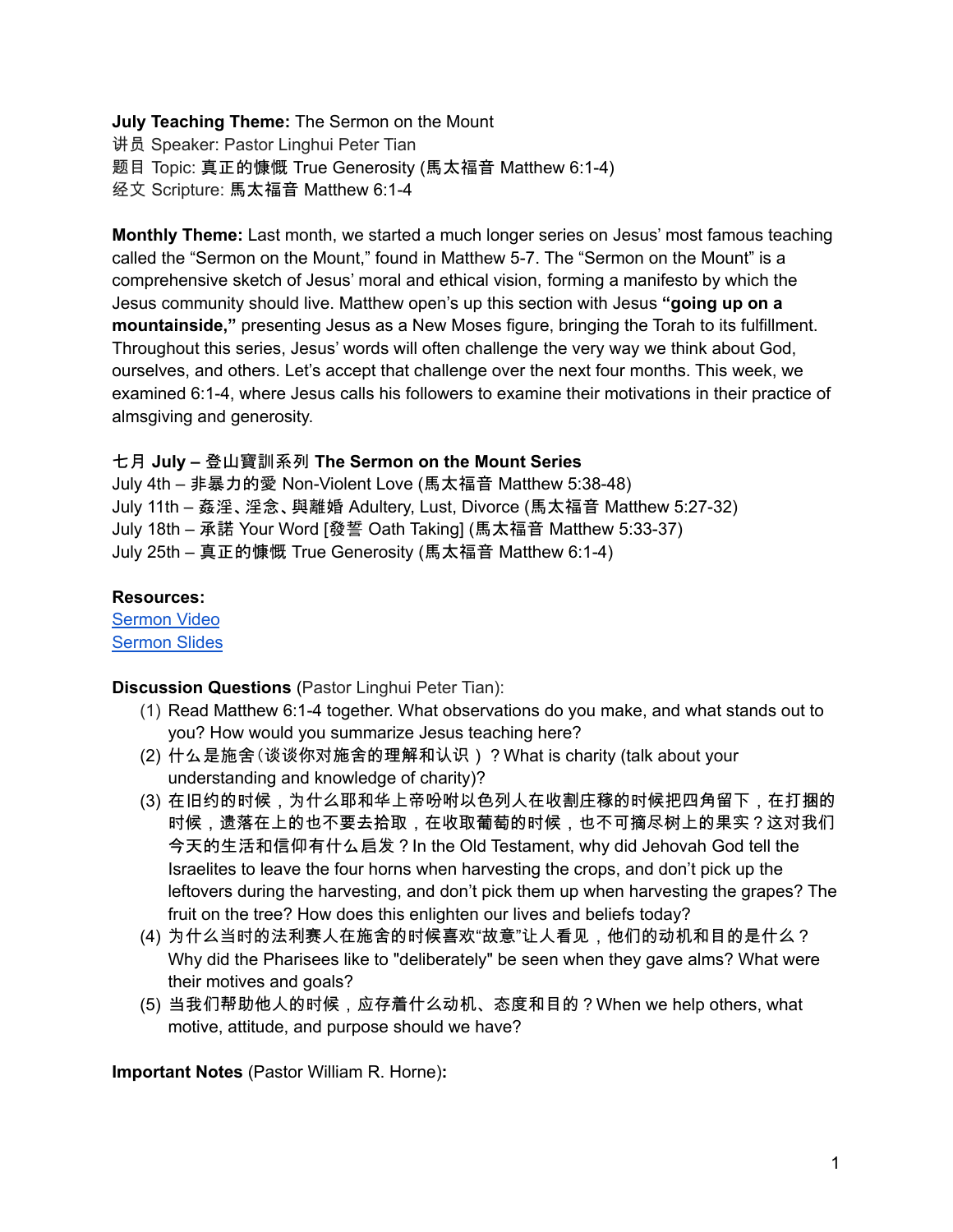**July Teaching Theme:** The Sermon on the Mount
讲员 Speaker: Pastor Linghui Peter Tian
题目 Topic: **真正的慷慨** True Generosity (**馬太福音** Matthew 6:1-4)
经文 Scripture: **馬太福音** Matthew 6:1-4

**Monthly Theme:** Last month, we started a much longer series on Jesus' most famous teaching called the "Sermon on the Mount," found in Matthew 5-7. The "Sermon on the Mount" is a comprehensive sketch of Jesus' moral and ethical vision, forming a manifesto by which the Jesus community should live. Matthew open's up this section with Jesus **"going up on a mountainside,"** presenting Jesus as a New Moses figure, bringing the Torah to its fulfillment. Throughout this series, Jesus' words will often challenge the very way we think about God, ourselves, and others. Let's accept that challenge over the next four months. This week, we examined 6:1-4, where Jesus calls his followers to examine their motivations in their practice of almsgiving and generosity.

**七月 July – 登山寶訓系列 The Sermon on the Mount Series**
July 4th – 非暴力的愛 Non-Violent Love (馬太福音 Matthew 5:38-48)
July 11th – 姦淫、淫念、與離婚 Adultery, Lust, Divorce (馬太福音 Matthew 5:27-32)
July 18th – 承諾 Your Word [發誓 Oath Taking] (馬太福音 Matthew 5:33-37)
July 25th – 真正的慷慨 True Generosity (馬太福音 Matthew 6:1-4)

**Resources:**
[Sermon Video]
[Sermon Slides]

**Discussion Questions** (Pastor Linghui Peter Tian):

(1) Read Matthew 6:1-4 together. What observations do you make, and what stands out to you? How would you summarize Jesus teaching here?
(2) 什么是施舍(谈谈你对施舍的理解和认识)?What is charity (talk about your understanding and knowledge of charity)?
(3) 在旧约的时候,为什么耶和华上帝吩咐以色列人在收割庄稼的时候把四角留下,在打捆的时候,遗落在上的也不要去拾取,在收取葡萄的时候,也不可摘尽树上的果实?这对我们今天的生活和信仰有什么启发?In the Old Testament, why did Jehovah God tell the Israelites to leave the four horns when harvesting the crops, and don't pick up the leftovers during the harvesting, and don't pick them up when harvesting the grapes? The fruit on the tree? How does this enlighten our lives and beliefs today?
(4) 为什么当时的法利赛人在施舍的时候喜欢"故意"让人看见,他们的动机和目的是什么?Why did the Pharisees like to "deliberately" be seen when they gave alms? What were their motives and goals?
(5) 当我们帮助他人的时候,应存着什么动机、态度和目的?When we help others, what motive, attitude, and purpose should we have?

**Important Notes** (Pastor William R. Horne)**:**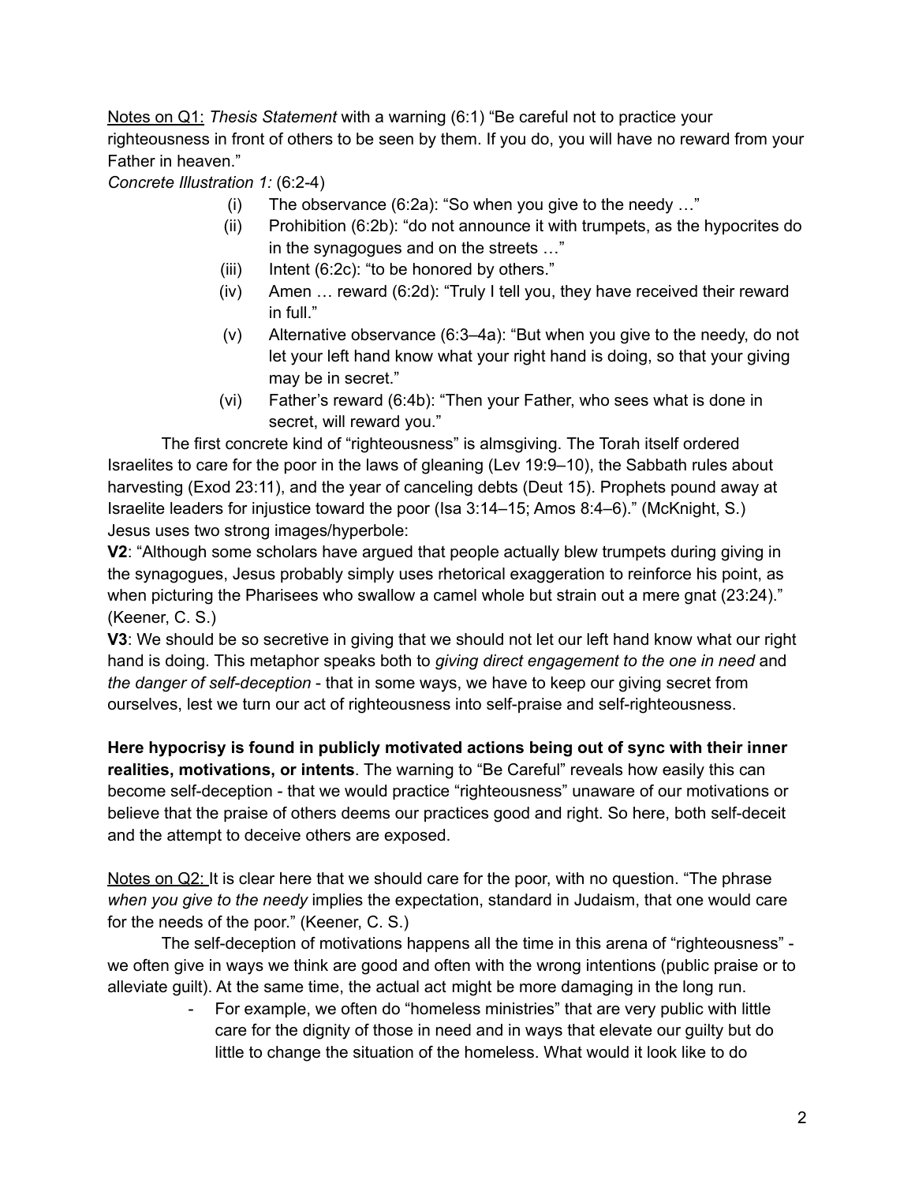<u>Notes on Q1:</u> *Thesis Statement* with a warning (6:1) "Be careful not to practice your righteousness in front of others to be seen by them. If you do, you will have no reward from your Father in heaven."

*Concrete Illustration 1:* (6:2-4)

(i) The observance (6:2a): "So when you give to the needy …"
(ii) Prohibition (6:2b): "do not announce it with trumpets, as the hypocrites do in the synagogues and on the streets …"
(iii) Intent (6:2c): "to be honored by others."
(iv) Amen … reward (6:2d): "Truly I tell you, they have received their reward in full."
(v) Alternative observance (6:3–4a): "But when you give to the needy, do not let your left hand know what your right hand is doing, so that your giving may be in secret."
(vi) Father's reward (6:4b): "Then your Father, who sees what is done in secret, will reward you."

The first concrete kind of "righteousness" is almsgiving. The Torah itself ordered Israelites to care for the poor in the laws of gleaning (Lev 19:9–10), the Sabbath rules about harvesting (Exod 23:11), and the year of canceling debts (Deut 15). Prophets pound away at Israelite leaders for injustice toward the poor (Isa 3:14–15; Amos 8:4–6)." (McKnight, S.)

Jesus uses two strong images/hyperbole:

**V2**: "Although some scholars have argued that people actually blew trumpets during giving in the synagogues, Jesus probably simply uses rhetorical exaggeration to reinforce his point, as when picturing the Pharisees who swallow a camel whole but strain out a mere gnat (23:24)." (Keener, C. S.)

**V3**: We should be so secretive in giving that we should not let our left hand know what our right hand is doing. This metaphor speaks both to *giving direct engagement to the one in need* and *the danger of self-deception* - that in some ways, we have to keep our giving secret from ourselves, lest we turn our act of righteousness into self-praise and self-righteousness.

**Here hypocrisy is found in publicly motivated actions being out of sync with their inner realities, motivations, or intents**. The warning to "Be Careful" reveals how easily this can become self-deception - that we would practice "righteousness" unaware of our motivations or believe that the praise of others deems our practices good and right. So here, both self-deceit and the attempt to deceive others are exposed.

<u>Notes on Q2:</u> It is clear here that we should care for the poor, with no question. "The phrase *when you give to the needy* implies the expectation, standard in Judaism, that one would care for the needs of the poor." (Keener, C. S.)

The self-deception of motivations happens all the time in this arena of "righteousness" - we often give in ways we think are good and often with the wrong intentions (public praise or to alleviate guilt). At the same time, the actual act might be more damaging in the long run.

- For example, we often do "homeless ministries" that are very public with little care for the dignity of those in need and in ways that elevate our guilty but do little to change the situation of the homeless. What would it look like to do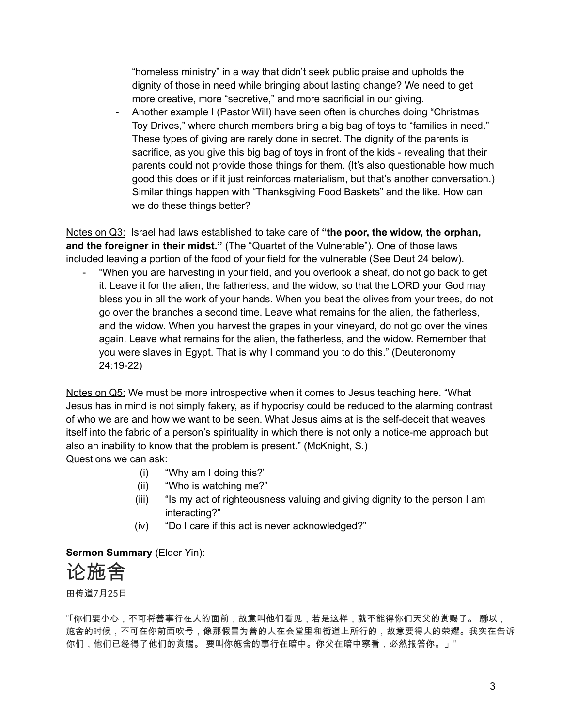"homeless ministry" in a way that didn't seek public praise and upholds the dignity of those in need while bringing about lasting change? We need to get more creative, more "secretive," and more sacrificial in our giving.

- Another example I (Pastor Will) have seen often is churches doing "Christmas Toy Drives," where church members bring a big bag of toys to "families in need." These types of giving are rarely done in secret. The dignity of the parents is sacrifice, as you give this big bag of toys in front of the kids - revealing that their parents could not provide those things for them. (It's also questionable how much good this does or if it just reinforces materialism, but that's another conversation.) Similar things happen with "Thanksgiving Food Baskets" and the like. How can we do these things better?

<u>Notes on Q3:</u> Israel had laws established to take care of **"the poor, the widow, the orphan, and the foreigner in their midst."** (The "Quartet of the Vulnerable"). One of those laws included leaving a portion of the food of your field for the vulnerable (See Deut 24 below).

- "When you are harvesting in your field, and you overlook a sheaf, do not go back to get it. Leave it for the alien, the fatherless, and the widow, so that the LORD your God may bless you in all the work of your hands. When you beat the olives from your trees, do not go over the branches a second time. Leave what remains for the alien, the fatherless, and the widow. When you harvest the grapes in your vineyard, do not go over the vines again. Leave what remains for the alien, the fatherless, and the widow. Remember that you were slaves in Egypt. That is why I command you to do this." (Deuteronomy 24:19-22)

<u>Notes on Q5:</u> We must be more introspective when it comes to Jesus teaching here. "What Jesus has in mind is not simply fakery, as if hypocrisy could be reduced to the alarming contrast of who we are and how we want to be seen. What Jesus aims at is the self-deceit that weaves itself into the fabric of a person's spirituality in which there is not only a notice-me approach but also an inability to know that the problem is present." (McKnight, S.)

Questions we can ask:

(i) "Why am I doing this?"
(ii) "Who is watching me?"
(iii) "Is my act of righteousness valuing and giving dignity to the person I am interacting?"
(iv) "Do I care if this act is never acknowledged?"

**Sermon Summary** (Elder Yin):

# 论施舍

田传道7月25日

"「你们要小心，不可将善事行在人的面前，故意叫他们看见，若是这样，就不能得你们天父的赏赐了。 **所**以，施舍的时候，不可在你前面吹号，像那假冒为善的人在会堂里和街道上所行的，故意要得人的荣耀。我实在告诉你们，他们已经得了他们的赏赐。 要叫你施舍的事行在暗中。你父在暗中察看，必然报答你。」"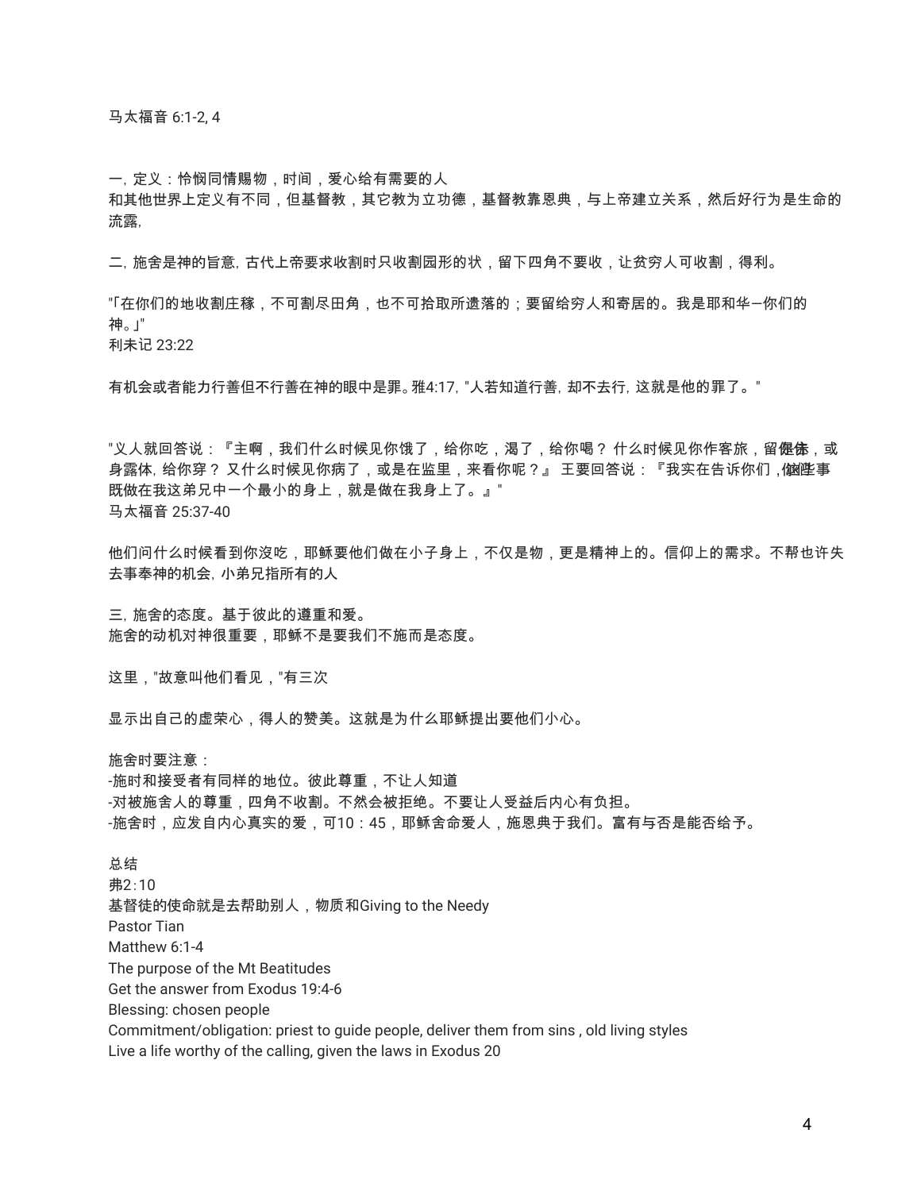马太福音 6:1-2, 4

一, 定义：怜悯同情赐物，时间，爱心给有需要的人
和其他世界上定义有不同，但基督教，其它教为立功德，基督教靠恩典，与上帝建立关系，然后好行为是生命的流露,

二, 施舍是神的旨意, 古代上帝要求收割时只收割园形的状，留下四角不要收，让贫穷人可收割，得利。

"「在你们的地收割庄稼，不可割尽田角，也不可拾取所遗落的；要留给穷人和寄居的。我是耶和华－你们的神。」"
利未记 23:22

有机会或者能力行善但不行善在神的眼中是罪。雅4:17, "人若知道行善, 却不去行, 这就是他的罪了。"

"义人就回答说：『主啊，我们什么时候见你饿了，给你吃，渴了，给你喝？ 什么时候见你作客旅，留你住，或赤身露体, 给你穿？ 又什么时候见你病了，或是在监里，来看你呢？』 王要回答说：『我实在告诉你们，这些事你们既做在我这弟兄中一个最小的身上，就是做在我身上了。』"
马太福音 25:37-40

他们问什么时候看到你没吃，耶稣要他们做在小子身上，不仅是物，更是精神上的。信仰上的需求。不帮也许失去事奉神的机会, 小弟兄指所有的人

三, 施舍的态度。基于彼此的遵重和爱。
施舍的动机对神很重要，耶稣不是要我们不施而是态度。

这里，"故意叫他们看见，"有三次

显示出自己的虚荣心，得人的赞美。这就是为什么耶稣提出要他们小心。

施舍时要注意：
-施时和接受者有同样的地位。彼此尊重，不让人知道
-对被施舍人的尊重，四角不收割。不然会被拒绝。不要让人受益后内心有负担。
-施舍时，应发自内心真实的爱，可10：45，耶稣舍命爱人，施恩典于我们。富有与否是能否给予。

总结
弗2:10
基督徒的使命就是去帮助别人，物质和Giving to the Needy
Pastor Tian
Matthew 6:1-4
The purpose of the Mt Beatitudes
Get the answer from Exodus 19:4-6
Blessing: chosen people
Commitment/obligation: priest to guide people, deliver them from sins , old living styles
Live a life worthy of the calling, given the laws in Exodus 20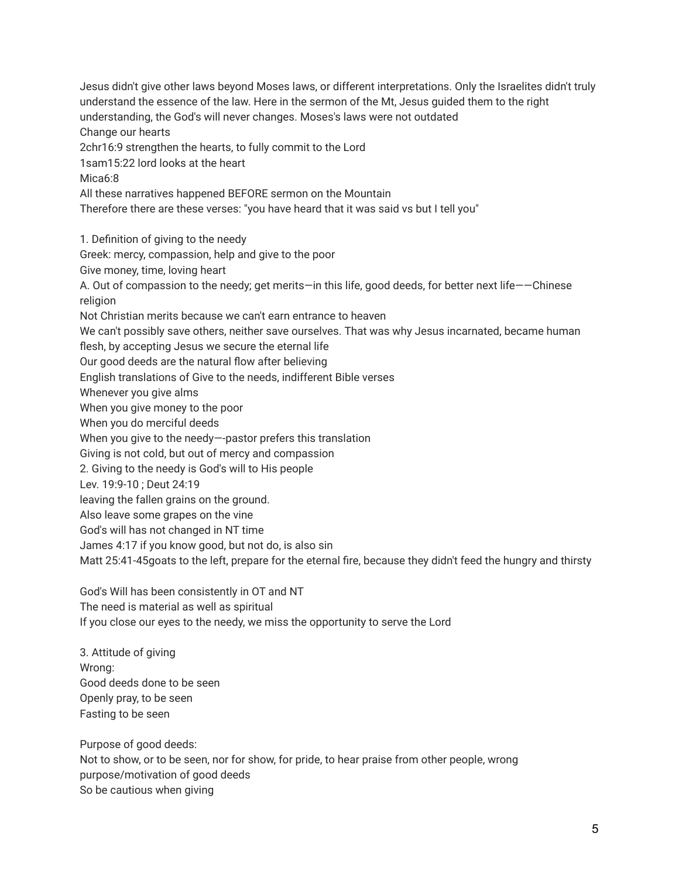Jesus didn't give other laws beyond Moses laws, or different interpretations. Only the Israelites didn't truly understand the essence of the law. Here in the sermon of the Mt, Jesus guided them to the right understanding, the God's will never changes. Moses's laws were not outdated
Change our hearts
2chr16:9 strengthen the hearts, to fully commit to the Lord
1sam15:22 lord looks at the heart
Mica6:8
All these narratives happened BEFORE sermon on the Mountain
Therefore there are these verses: "you have heard that it was said vs but I tell you"

1. Definition of giving to the needy
Greek: mercy, compassion, help and give to the poor
Give money, time, loving heart
A. Out of compassion to the needy; get merits—in this life, good deeds, for better next life——Chinese religion
Not Christian merits because we can't earn entrance to heaven
We can't possibly save others, neither save ourselves. That was why Jesus incarnated, became human flesh, by accepting Jesus we secure the eternal life
Our good deeds are the natural flow after believing
English translations of Give to the needs, indifferent Bible verses
Whenever you give alms
When you give money to the poor
When you do merciful deeds
When you give to the needy—-pastor prefers this translation
Giving is not cold, but out of mercy and compassion
2. Giving to the needy is God's will to His people
Lev. 19:9-10 ; Deut 24:19
leaving the fallen grains on the ground.
Also leave some grapes on the vine
God's will has not changed in NT time
James 4:17 if you know good, but not do, is also sin
Matt 25:41-45goats to the left, prepare for the eternal fire, because they didn't feed the hungry and thirsty

God's Will has been consistently in OT and NT
The need is material as well as spiritual
If you close our eyes to the needy, we miss the opportunity to serve the Lord

3. Attitude of giving
Wrong:
Good deeds done to be seen
Openly pray, to be seen
Fasting to be seen

Purpose of good deeds:
Not to show, or to be seen, nor for show, for pride, to hear praise from other people, wrong purpose/motivation of good deeds
So be cautious when giving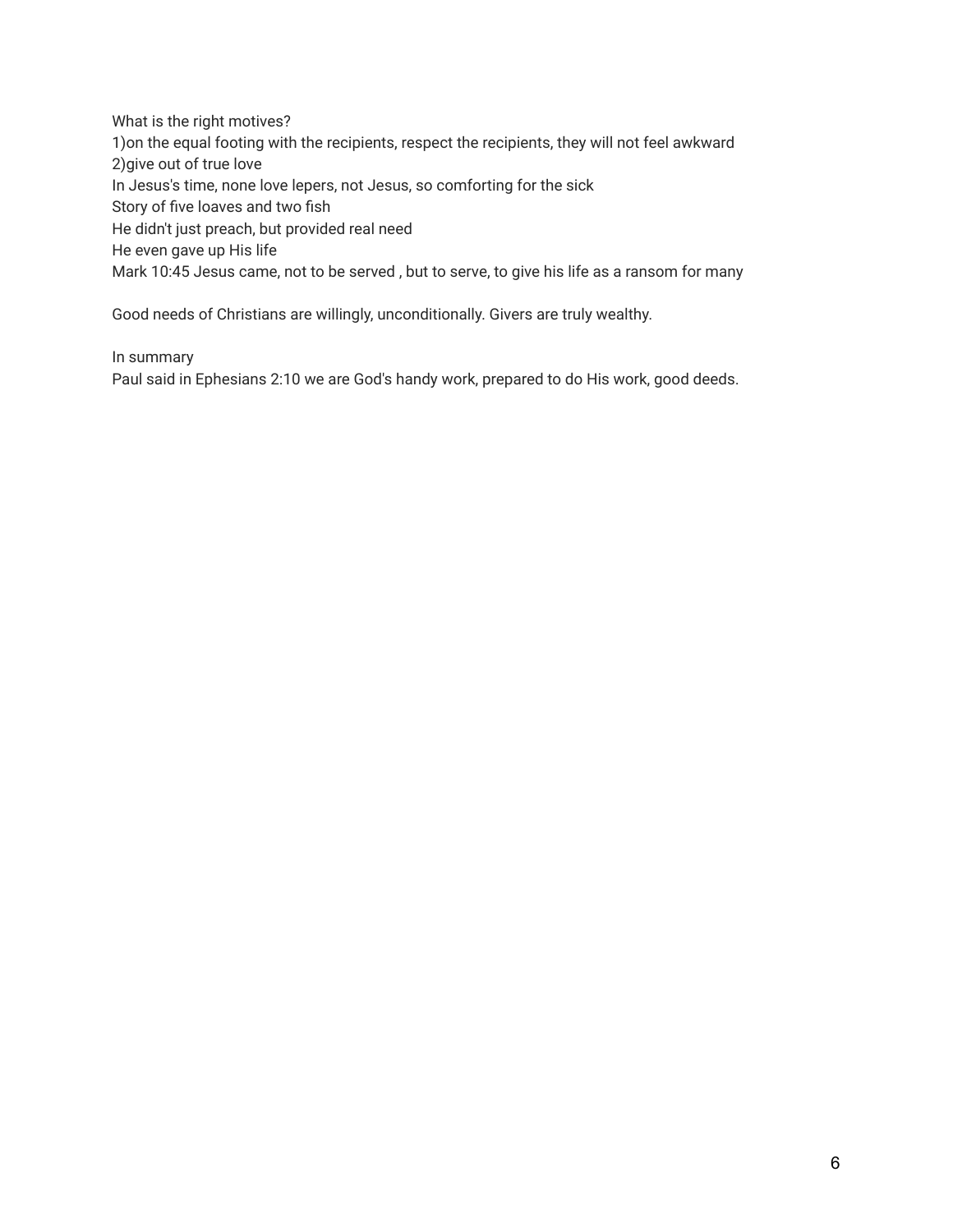What is the right motives?

1)on the equal footing with the recipients, respect the recipients, they will not feel awkward

2)give out of true love

In Jesus's time, none love lepers, not Jesus, so comforting for the sick

Story of five loaves and two fish

He didn't just preach, but provided real need

He even gave up His life

Mark 10:45 Jesus came, not to be served , but to serve, to give his life as a ransom for many

Good needs of Christians are willingly, unconditionally. Givers are truly wealthy.

In summary

Paul said in Ephesians 2:10 we are God's handy work, prepared to do His work, good deeds.